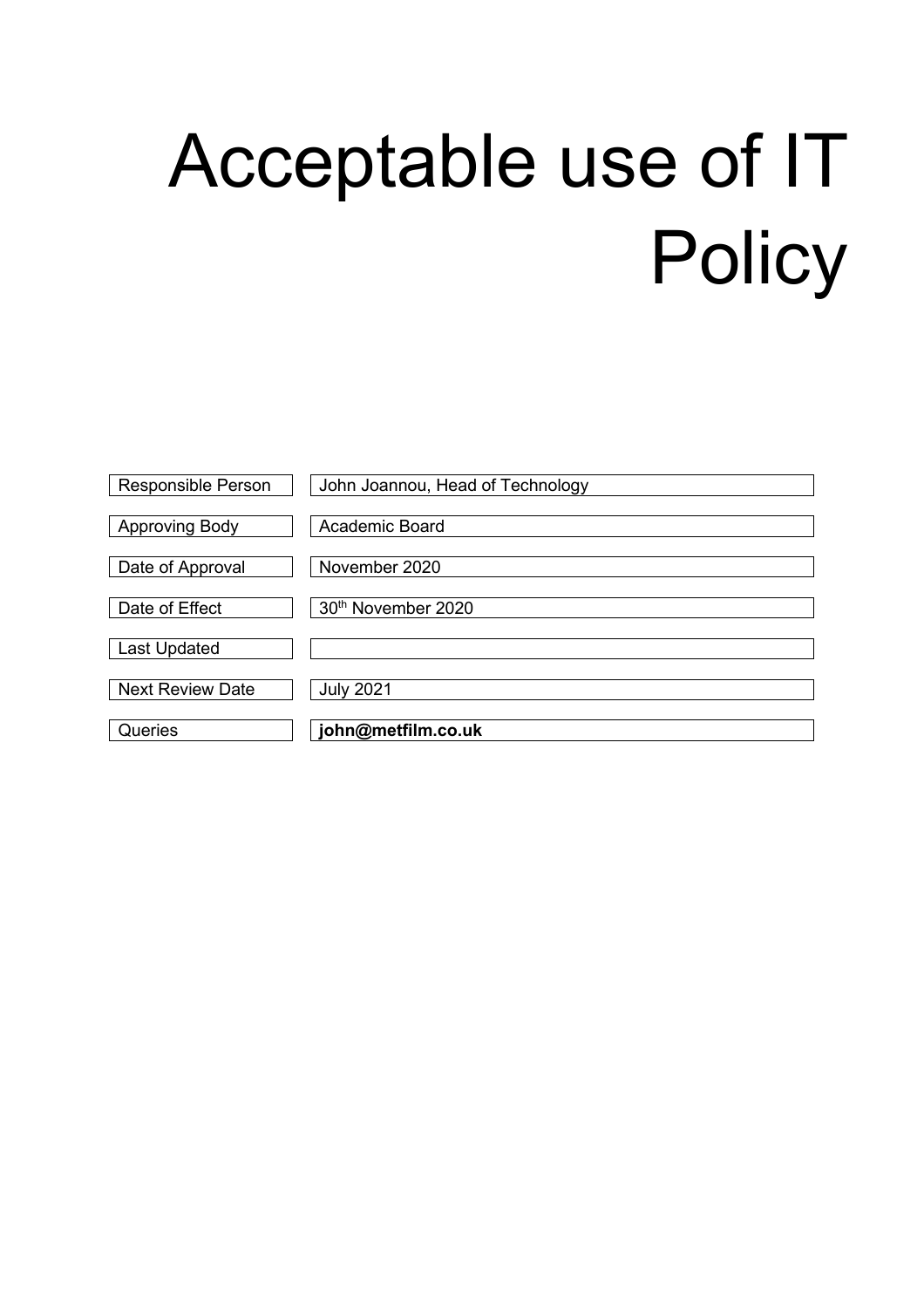# Acceptable use of IT Policy

| | |
|---|---|
| Responsible Person | John Joannou, Head of Technology |
| Approving Body | Academic Board |
| Date of Approval | November 2020 |
| Date of Effect | 30th November 2020 |
| Last Updated | |
| Next Review Date | July 2021 |
| Queries | **john@metfilm.co.uk** |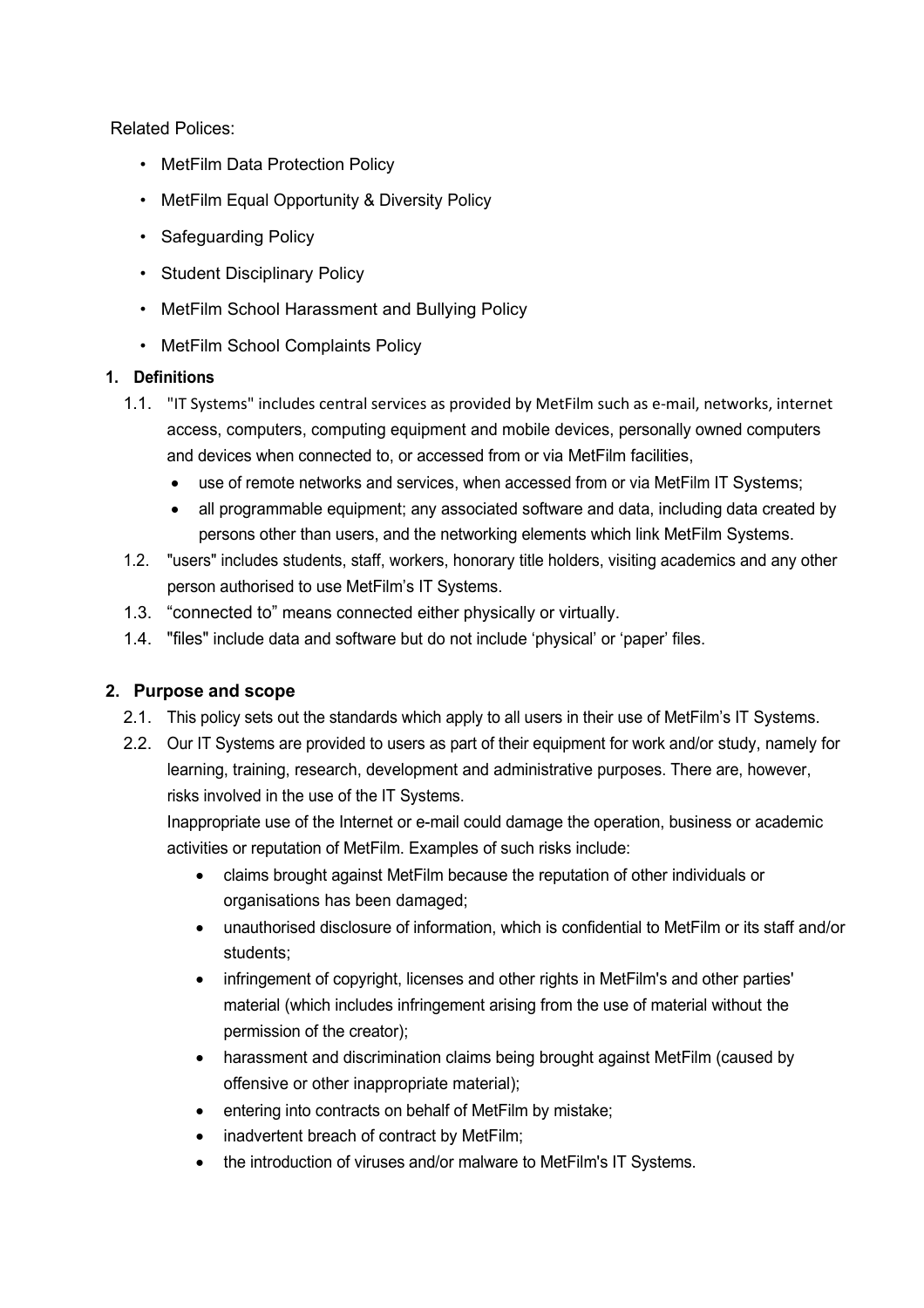Related Polices:

- MetFilm Data Protection Policy
- MetFilm Equal Opportunity & Diversity Policy
- Safeguarding Policy
- Student Disciplinary Policy
- MetFilm School Harassment and Bullying Policy
- MetFilm School Complaints Policy

## 1. Definitions

1.1. "IT Systems" includes central services as provided by MetFilm such as e-mail, networks, internet access, computers, computing equipment and mobile devices, personally owned computers and devices when connected to, or accessed from or via MetFilm facilities,

- use of remote networks and services, when accessed from or via MetFilm IT Systems;
- all programmable equipment; any associated software and data, including data created by persons other than users, and the networking elements which link MetFilm Systems.

1.2. "users" includes students, staff, workers, honorary title holders, visiting academics and any other person authorised to use MetFilm's IT Systems.

1.3. "connected to" means connected either physically or virtually.

1.4. "files" include data and software but do not include 'physical' or 'paper' files.

## 2. Purpose and scope

2.1. This policy sets out the standards which apply to all users in their use of MetFilm's IT Systems.

2.2. Our IT Systems are provided to users as part of their equipment for work and/or study, namely for learning, training, research, development and administrative purposes. There are, however, risks involved in the use of the IT Systems.

Inappropriate use of the Internet or e-mail could damage the operation, business or academic activities or reputation of MetFilm. Examples of such risks include:

- claims brought against MetFilm because the reputation of other individuals or organisations has been damaged;
- unauthorised disclosure of information, which is confidential to MetFilm or its staff and/or students;
- infringement of copyright, licenses and other rights in MetFilm's and other parties' material (which includes infringement arising from the use of material without the permission of the creator);
- harassment and discrimination claims being brought against MetFilm (caused by offensive or other inappropriate material);
- entering into contracts on behalf of MetFilm by mistake;
- inadvertent breach of contract by MetFilm;
- the introduction of viruses and/or malware to MetFilm's IT Systems.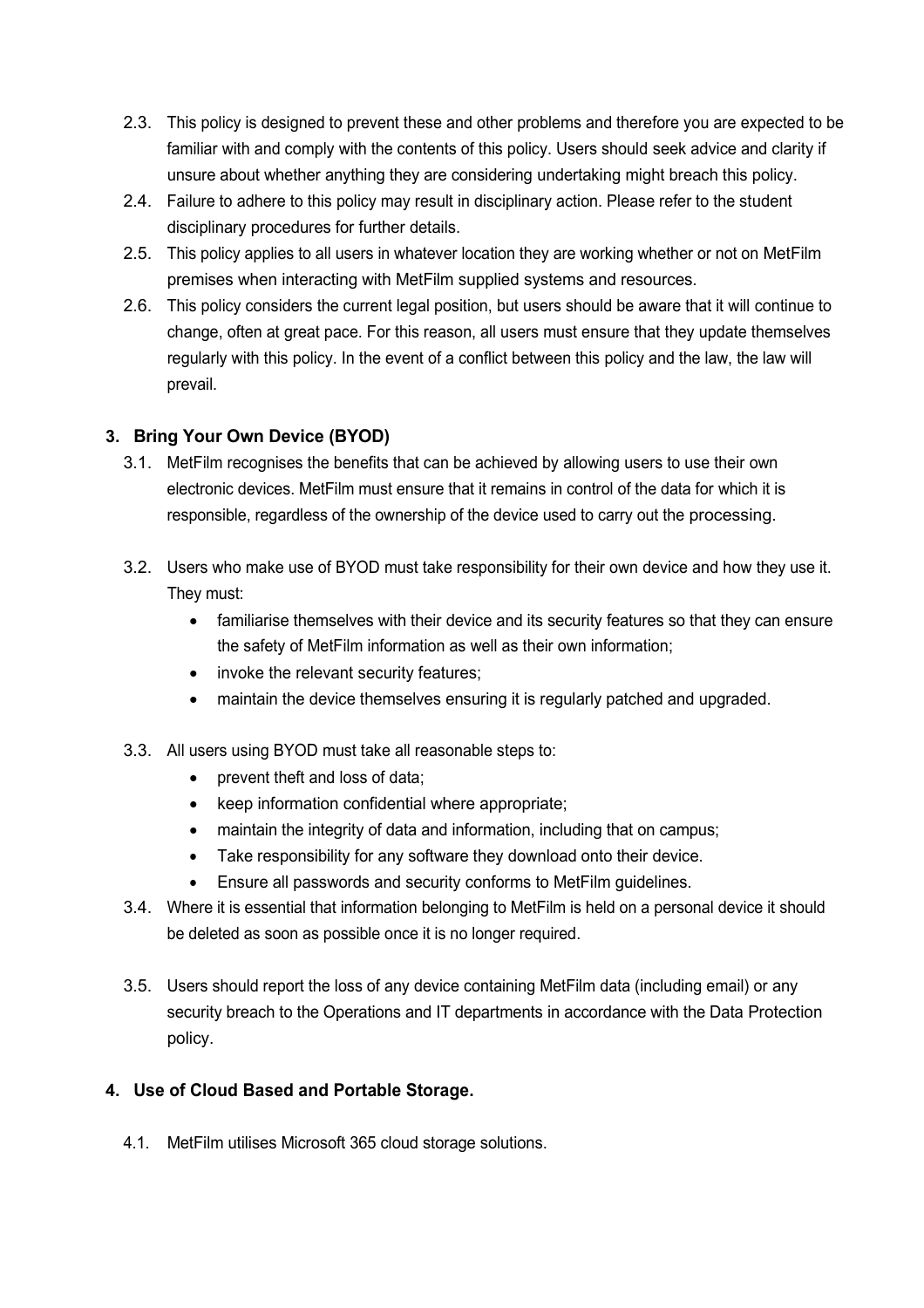2.3. This policy is designed to prevent these and other problems and therefore you are expected to be familiar with and comply with the contents of this policy. Users should seek advice and clarity if unsure about whether anything they are considering undertaking might breach this policy.

2.4. Failure to adhere to this policy may result in disciplinary action. Please refer to the student disciplinary procedures for further details.

2.5. This policy applies to all users in whatever location they are working whether or not on MetFilm premises when interacting with MetFilm supplied systems and resources.

2.6. This policy considers the current legal position, but users should be aware that it will continue to change, often at great pace. For this reason, all users must ensure that they update themselves regularly with this policy. In the event of a conflict between this policy and the law, the law will prevail.

## 3. Bring Your Own Device (BYOD)

3.1. MetFilm recognises the benefits that can be achieved by allowing users to use their own electronic devices. MetFilm must ensure that it remains in control of the data for which it is responsible, regardless of the ownership of the device used to carry out the processing.

3.2. Users who make use of BYOD must take responsibility for their own device and how they use it. They must:

- familiarise themselves with their device and its security features so that they can ensure the safety of MetFilm information as well as their own information;
- invoke the relevant security features;
- maintain the device themselves ensuring it is regularly patched and upgraded.

3.3. All users using BYOD must take all reasonable steps to:

- prevent theft and loss of data;
- keep information confidential where appropriate;
- maintain the integrity of data and information, including that on campus;
- Take responsibility for any software they download onto their device.
- Ensure all passwords and security conforms to MetFilm guidelines.

3.4. Where it is essential that information belonging to MetFilm is held on a personal device it should be deleted as soon as possible once it is no longer required.

3.5. Users should report the loss of any device containing MetFilm data (including email) or any security breach to the Operations and IT departments in accordance with the Data Protection policy.

## 4. Use of Cloud Based and Portable Storage.

4.1. MetFilm utilises Microsoft 365 cloud storage solutions.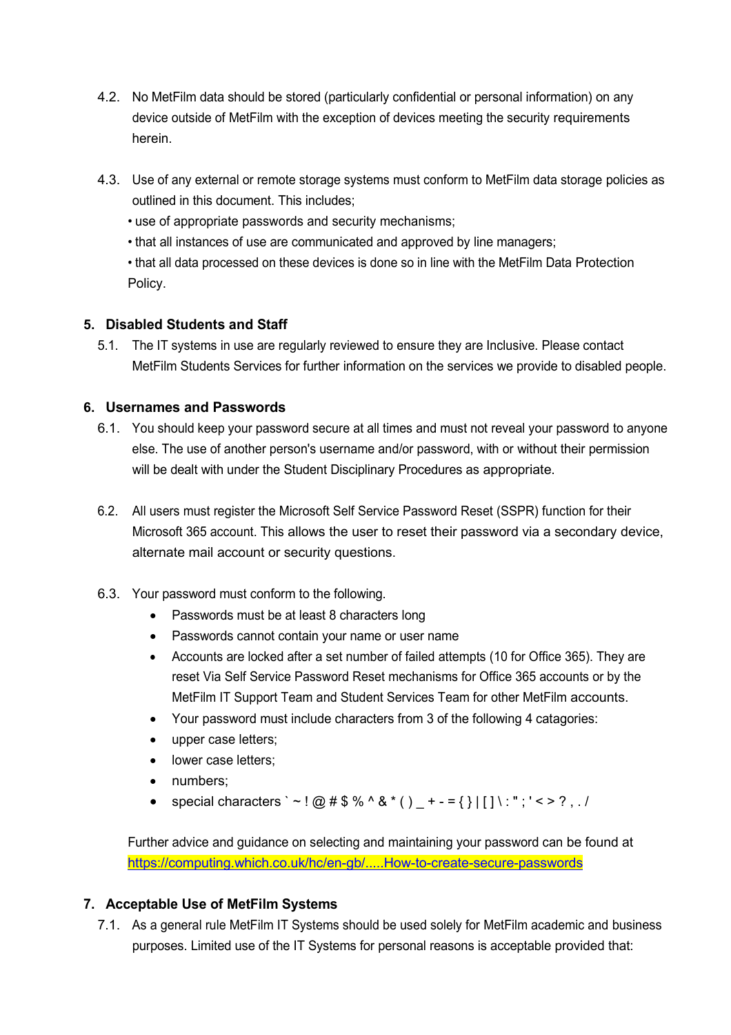4.2. No MetFilm data should be stored (particularly confidential or personal information) on any device outside of MetFilm with the exception of devices meeting the security requirements herein.

4.3. Use of any external or remote storage systems must conform to MetFilm data storage policies as outlined in this document. This includes;

- use of appropriate passwords and security mechanisms;
- that all instances of use are communicated and approved by line managers;
- that all data processed on these devices is done so in line with the MetFilm Data Protection Policy.

## 5. Disabled Students and Staff

5.1. The IT systems in use are regularly reviewed to ensure they are Inclusive. Please contact MetFilm Students Services for further information on the services we provide to disabled people.

## 6. Usernames and Passwords

6.1. You should keep your password secure at all times and must not reveal your password to anyone else. The use of another person's username and/or password, with or without their permission will be dealt with under the Student Disciplinary Procedures as appropriate.

6.2. All users must register the Microsoft Self Service Password Reset (SSPR) function for their Microsoft 365 account. This allows the user to reset their password via a secondary device, alternate mail account or security questions.

6.3. Your password must conform to the following.

- Passwords must be at least 8 characters long
- Passwords cannot contain your name or user name
- Accounts are locked after a set number of failed attempts (10 for Office 365). They are reset Via Self Service Password Reset mechanisms for Office 365 accounts or by the MetFilm IT Support Team and Student Services Team for other MetFilm accounts.
- Your password must include characters from 3 of the following 4 catagories:
- upper case letters;
- lower case letters;
- numbers;
- special characters ` ~ ! @ # $ % ^ & * ( ) _ + - = { } | [ ] \ : " ; ' < > ? , . /

Further advice and guidance on selecting and maintaining your password can be found at [https://computing.which.co.uk/hc/en-gb/.....How-to-create-secure-passwords](https://computing.which.co.uk/hc/en-gb/.....How-to-create-secure-passwords)

## 7. Acceptable Use of MetFilm Systems

7.1. As a general rule MetFilm IT Systems should be used solely for MetFilm academic and business purposes. Limited use of the IT Systems for personal reasons is acceptable provided that: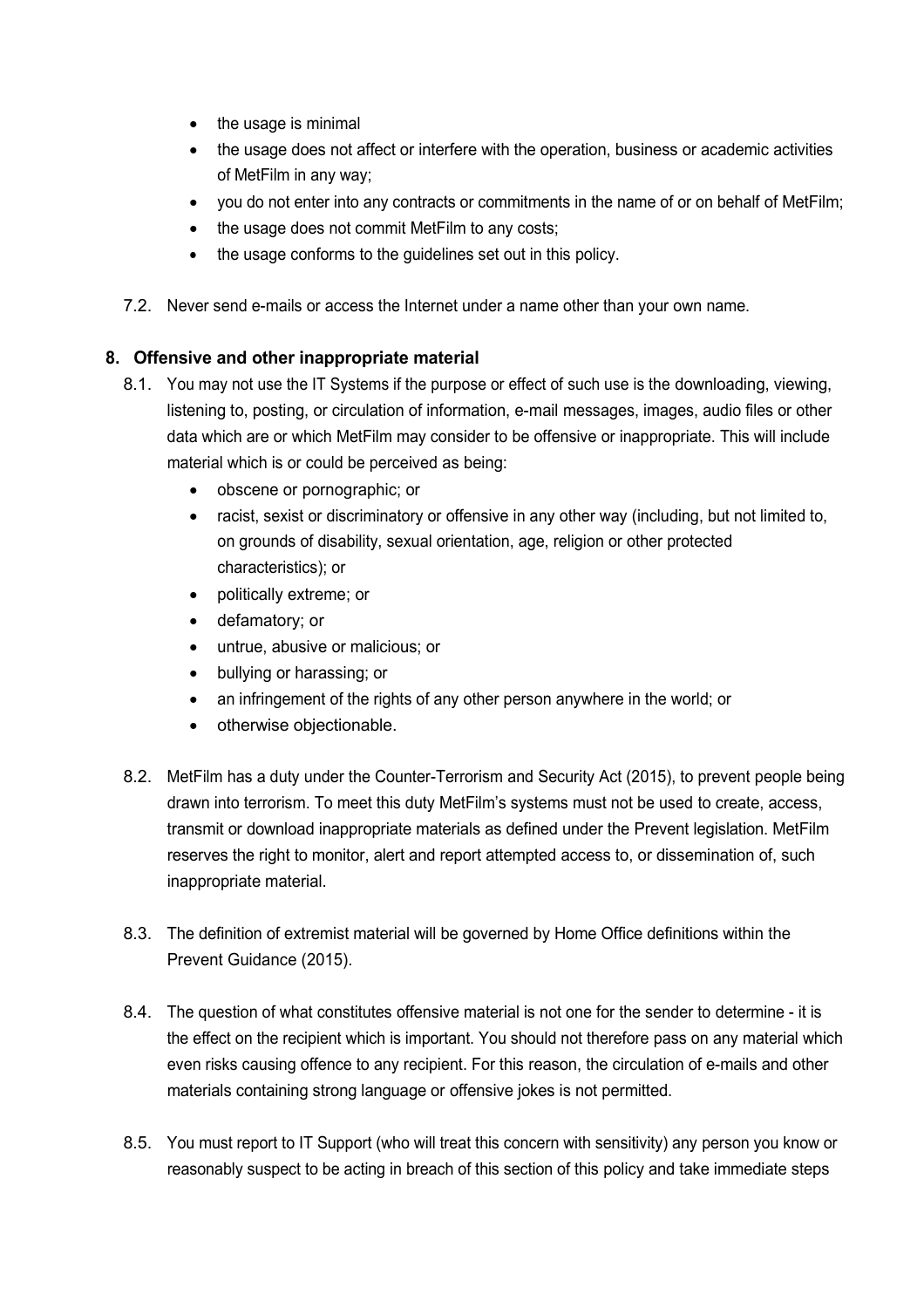- the usage is minimal
- the usage does not affect or interfere with the operation, business or academic activities of MetFilm in any way;
- you do not enter into any contracts or commitments in the name of or on behalf of MetFilm;
- the usage does not commit MetFilm to any costs;
- the usage conforms to the guidelines set out in this policy.

7.2. Never send e-mails or access the Internet under a name other than your own name.

## 8. Offensive and other inappropriate material

8.1. You may not use the IT Systems if the purpose or effect of such use is the downloading, viewing, listening to, posting, or circulation of information, e-mail messages, images, audio files or other data which are or which MetFilm may consider to be offensive or inappropriate. This will include material which is or could be perceived as being:

- obscene or pornographic; or
- racist, sexist or discriminatory or offensive in any other way (including, but not limited to, on grounds of disability, sexual orientation, age, religion or other protected characteristics); or
- politically extreme; or
- defamatory; or
- untrue, abusive or malicious; or
- bullying or harassing; or
- an infringement of the rights of any other person anywhere in the world; or
- otherwise objectionable.

8.2. MetFilm has a duty under the Counter-Terrorism and Security Act (2015), to prevent people being drawn into terrorism. To meet this duty MetFilm's systems must not be used to create, access, transmit or download inappropriate materials as defined under the Prevent legislation. MetFilm reserves the right to monitor, alert and report attempted access to, or dissemination of, such inappropriate material.

8.3. The definition of extremist material will be governed by Home Office definitions within the Prevent Guidance (2015).

8.4. The question of what constitutes offensive material is not one for the sender to determine - it is the effect on the recipient which is important. You should not therefore pass on any material which even risks causing offence to any recipient. For this reason, the circulation of e-mails and other materials containing strong language or offensive jokes is not permitted.

8.5. You must report to IT Support (who will treat this concern with sensitivity) any person you know or reasonably suspect to be acting in breach of this section of this policy and take immediate steps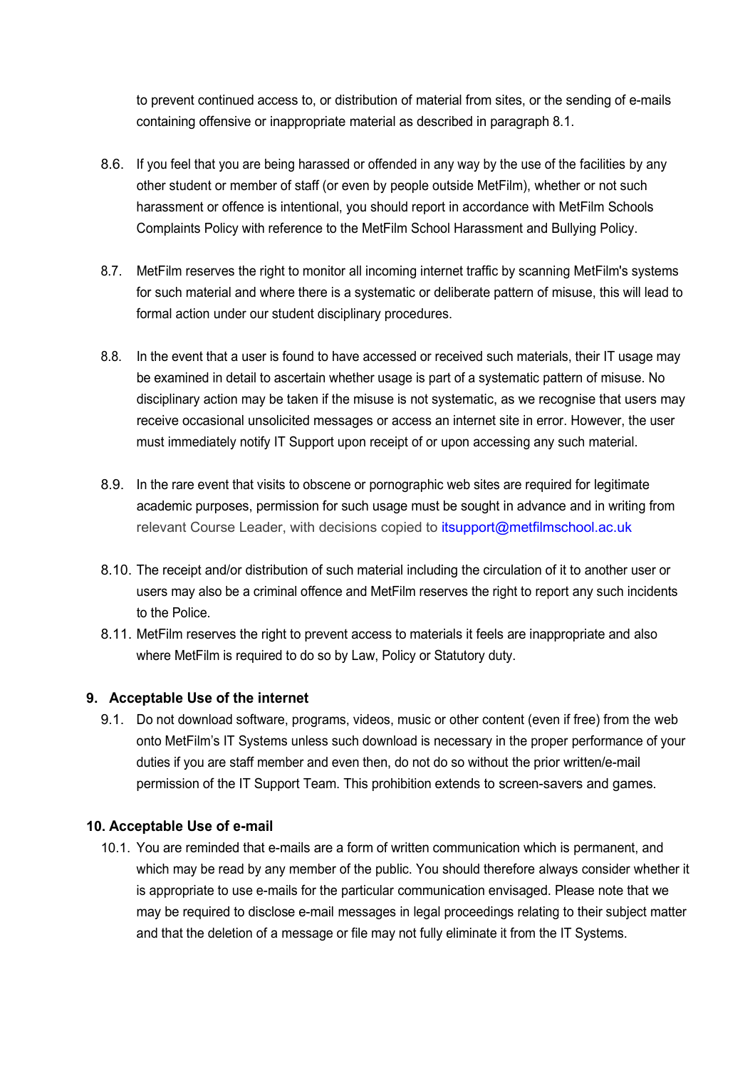to prevent continued access to, or distribution of material from sites, or the sending of e-mails containing offensive or inappropriate material as described in paragraph 8.1.

8.6. If you feel that you are being harassed or offended in any way by the use of the facilities by any other student or member of staff (or even by people outside MetFilm), whether or not such harassment or offence is intentional, you should report in accordance with MetFilm Schools Complaints Policy with reference to the MetFilm School Harassment and Bullying Policy.

8.7. MetFilm reserves the right to monitor all incoming internet traffic by scanning MetFilm's systems for such material and where there is a systematic or deliberate pattern of misuse, this will lead to formal action under our student disciplinary procedures.

8.8. In the event that a user is found to have accessed or received such materials, their IT usage may be examined in detail to ascertain whether usage is part of a systematic pattern of misuse. No disciplinary action may be taken if the misuse is not systematic, as we recognise that users may receive occasional unsolicited messages or access an internet site in error. However, the user must immediately notify IT Support upon receipt of or upon accessing any such material.

8.9. In the rare event that visits to obscene or pornographic web sites are required for legitimate academic purposes, permission for such usage must be sought in advance and in writing from relevant Course Leader, with decisions copied to itsupport@metfilmschool.ac.uk

8.10. The receipt and/or distribution of such material including the circulation of it to another user or users may also be a criminal offence and MetFilm reserves the right to report any such incidents to the Police.

8.11. MetFilm reserves the right to prevent access to materials it feels are inappropriate and also where MetFilm is required to do so by Law, Policy or Statutory duty.

## 9. Acceptable Use of the internet

9.1. Do not download software, programs, videos, music or other content (even if free) from the web onto MetFilm's IT Systems unless such download is necessary in the proper performance of your duties if you are staff member and even then, do not do so without the prior written/e-mail permission of the IT Support Team. This prohibition extends to screen-savers and games.

## 10. Acceptable Use of e-mail

10.1. You are reminded that e-mails are a form of written communication which is permanent, and which may be read by any member of the public. You should therefore always consider whether it is appropriate to use e-mails for the particular communication envisaged. Please note that we may be required to disclose e-mail messages in legal proceedings relating to their subject matter and that the deletion of a message or file may not fully eliminate it from the IT Systems.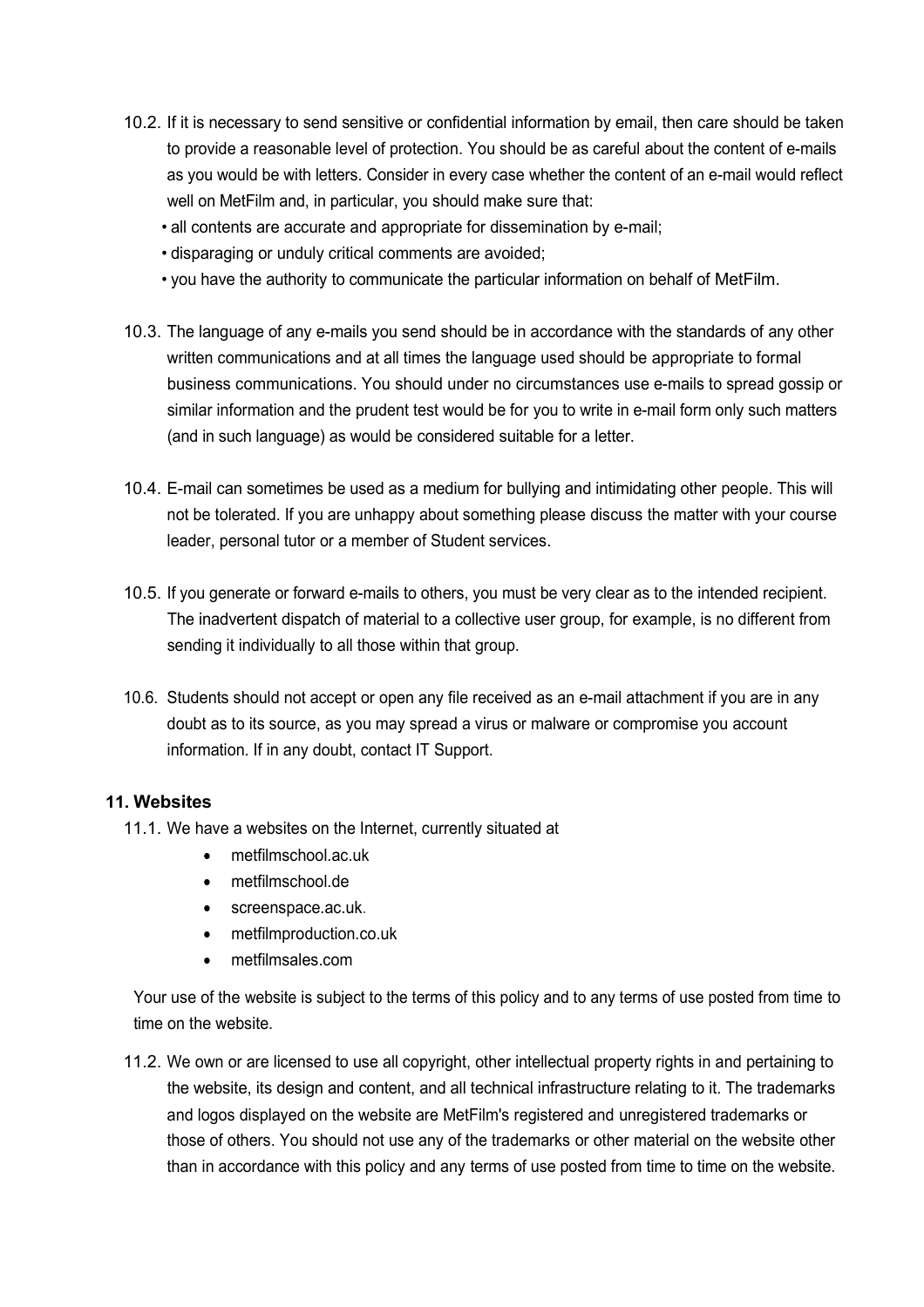10.2. If it is necessary to send sensitive or confidential information by email, then care should be taken to provide a reasonable level of protection. You should be as careful about the content of e-mails as you would be with letters. Consider in every case whether the content of an e-mail would reflect well on MetFilm and, in particular, you should make sure that:

- all contents are accurate and appropriate for dissemination by e-mail;
- disparaging or unduly critical comments are avoided;
- you have the authority to communicate the particular information on behalf of MetFilm.

10.3. The language of any e-mails you send should be in accordance with the standards of any other written communications and at all times the language used should be appropriate to formal business communications. You should under no circumstances use e-mails to spread gossip or similar information and the prudent test would be for you to write in e-mail form only such matters (and in such language) as would be considered suitable for a letter.

10.4. E-mail can sometimes be used as a medium for bullying and intimidating other people. This will not be tolerated. If you are unhappy about something please discuss the matter with your course leader, personal tutor or a member of Student services.

10.5. If you generate or forward e-mails to others, you must be very clear as to the intended recipient. The inadvertent dispatch of material to a collective user group, for example, is no different from sending it individually to all those within that group.

10.6. Students should not accept or open any file received as an e-mail attachment if you are in any doubt as to its source, as you may spread a virus or malware or compromise you account information. If in any doubt, contact IT Support.

## 11. Websites

11.1. We have a websites on the Internet, currently situated at

- metfilmschool.ac.uk
- metfilmschool.de
- screenspace.ac.uk.
- metfilmproduction.co.uk
- metfilmsales.com

Your use of the website is subject to the terms of this policy and to any terms of use posted from time to time on the website.

11.2. We own or are licensed to use all copyright, other intellectual property rights in and pertaining to the website, its design and content, and all technical infrastructure relating to it. The trademarks and logos displayed on the website are MetFilm's registered and unregistered trademarks or those of others. You should not use any of the trademarks or other material on the website other than in accordance with this policy and any terms of use posted from time to time on the website.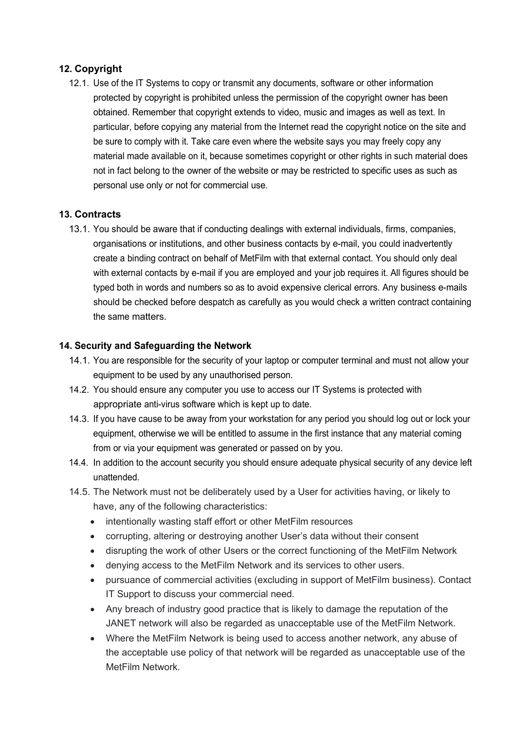## 12. Copyright

12.1. Use of the IT Systems to copy or transmit any documents, software or other information protected by copyright is prohibited unless the permission of the copyright owner has been obtained. Remember that copyright extends to video, music and images as well as text. In particular, before copying any material from the Internet read the copyright notice on the site and be sure to comply with it. Take care even where the website says you may freely copy any material made available on it, because sometimes copyright or other rights in such material does not in fact belong to the owner of the website or may be restricted to specific uses as such as personal use only or not for commercial use.

## 13. Contracts

13.1. You should be aware that if conducting dealings with external individuals, firms, companies, organisations or institutions, and other business contacts by e-mail, you could inadvertently create a binding contract on behalf of MetFilm with that external contact. You should only deal with external contacts by e-mail if you are employed and your job requires it. All figures should be typed both in words and numbers so as to avoid expensive clerical errors. Any business e-mails should be checked before despatch as carefully as you would check a written contract containing the same matters.

## 14. Security and Safeguarding the Network

14.1. You are responsible for the security of your laptop or computer terminal and must not allow your equipment to be used by any unauthorised person.

14.2. You should ensure any computer you use to access our IT Systems is protected with appropriate anti-virus software which is kept up to date.

14.3. If you have cause to be away from your workstation for any period you should log out or lock your equipment, otherwise we will be entitled to assume in the first instance that any material coming from or via your equipment was generated or passed on by you.

14.4. In addition to the account security you should ensure adequate physical security of any device left unattended.

14.5. The Network must not be deliberately used by a User for activities having, or likely to have, any of the following characteristics:

- intentionally wasting staff effort or other MetFilm resources
- corrupting, altering or destroying another User's data without their consent
- disrupting the work of other Users or the correct functioning of the MetFilm Network
- denying access to the MetFilm Network and its services to other users.
- pursuance of commercial activities (excluding in support of MetFilm business). Contact IT Support to discuss your commercial need.
- Any breach of industry good practice that is likely to damage the reputation of the JANET network will also be regarded as unacceptable use of the MetFilm Network.
- Where the MetFilm Network is being used to access another network, any abuse of the acceptable use policy of that network will be regarded as unacceptable use of the MetFilm Network.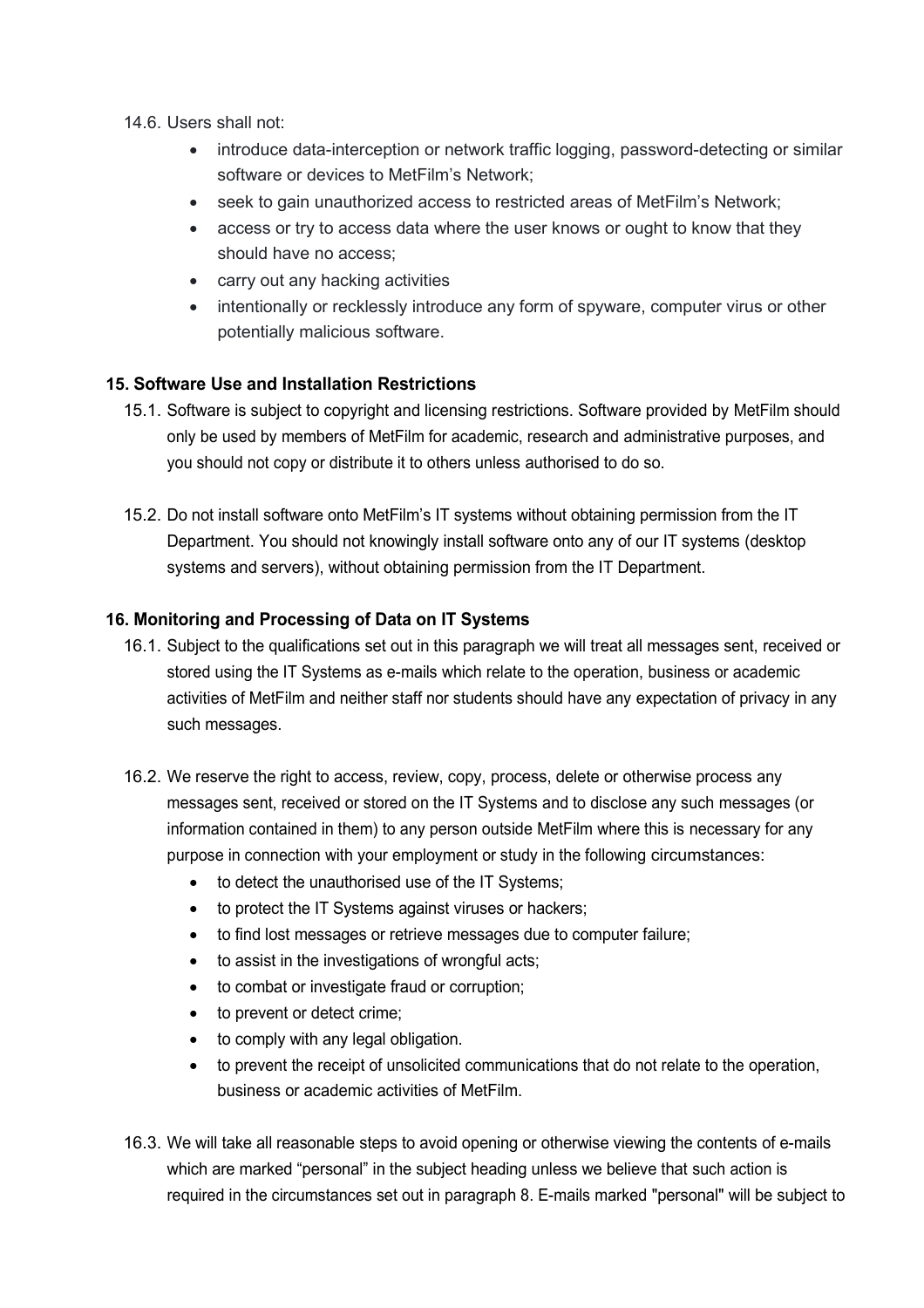14.6. Users shall not:

- introduce data-interception or network traffic logging, password-detecting or similar software or devices to MetFilm's Network;
- seek to gain unauthorized access to restricted areas of MetFilm's Network;
- access or try to access data where the user knows or ought to know that they should have no access;
- carry out any hacking activities
- intentionally or recklessly introduce any form of spyware, computer virus or other potentially malicious software.

### 15. Software Use and Installation Restrictions

15.1. Software is subject to copyright and licensing restrictions. Software provided by MetFilm should only be used by members of MetFilm for academic, research and administrative purposes, and you should not copy or distribute it to others unless authorised to do so.

15.2. Do not install software onto MetFilm's IT systems without obtaining permission from the IT Department. You should not knowingly install software onto any of our IT systems (desktop systems and servers), without obtaining permission from the IT Department.

### 16. Monitoring and Processing of Data on IT Systems

16.1. Subject to the qualifications set out in this paragraph we will treat all messages sent, received or stored using the IT Systems as e-mails which relate to the operation, business or academic activities of MetFilm and neither staff nor students should have any expectation of privacy in any such messages.

16.2. We reserve the right to access, review, copy, process, delete or otherwise process any messages sent, received or stored on the IT Systems and to disclose any such messages (or information contained in them) to any person outside MetFilm where this is necessary for any purpose in connection with your employment or study in the following circumstances:

- to detect the unauthorised use of the IT Systems;
- to protect the IT Systems against viruses or hackers;
- to find lost messages or retrieve messages due to computer failure;
- to assist in the investigations of wrongful acts;
- to combat or investigate fraud or corruption;
- to prevent or detect crime;
- to comply with any legal obligation.
- to prevent the receipt of unsolicited communications that do not relate to the operation, business or academic activities of MetFilm.

16.3. We will take all reasonable steps to avoid opening or otherwise viewing the contents of e-mails which are marked "personal" in the subject heading unless we believe that such action is required in the circumstances set out in paragraph 8. E-mails marked "personal" will be subject to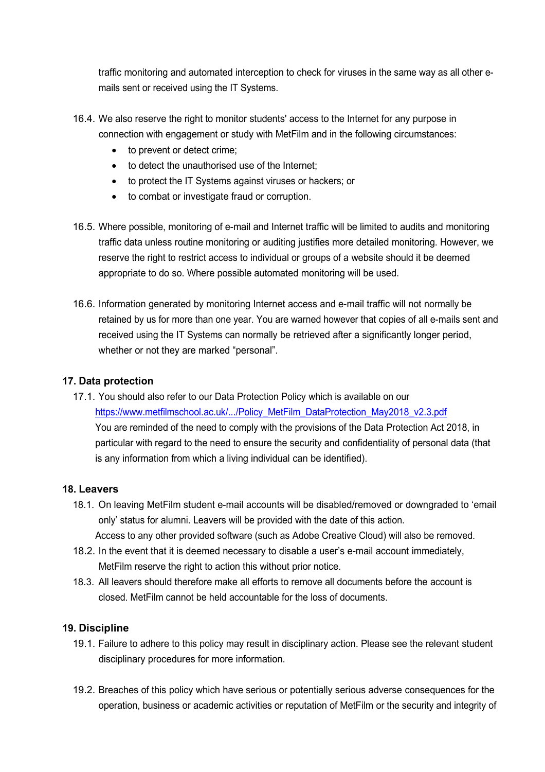traffic monitoring and automated interception to check for viruses in the same way as all other e-mails sent or received using the IT Systems.

16.4. We also reserve the right to monitor students' access to the Internet for any purpose in connection with engagement or study with MetFilm and in the following circumstances:

- to prevent or detect crime;
- to detect the unauthorised use of the Internet;
- to protect the IT Systems against viruses or hackers; or
- to combat or investigate fraud or corruption.

16.5. Where possible, monitoring of e-mail and Internet traffic will be limited to audits and monitoring traffic data unless routine monitoring or auditing justifies more detailed monitoring. However, we reserve the right to restrict access to individual or groups of a website should it be deemed appropriate to do so. Where possible automated monitoring will be used.

16.6. Information generated by monitoring Internet access and e-mail traffic will not normally be retained by us for more than one year. You are warned however that copies of all e-mails sent and received using the IT Systems can normally be retrieved after a significantly longer period, whether or not they are marked "personal".

## 17. Data protection

17.1. You should also refer to our Data Protection Policy which is available on our [https://www.metfilmschool.ac.uk/.../Policy_MetFilm_DataProtection_May2018_v2.3.pdf](https://www.metfilmschool.ac.uk/.../Policy_MetFilm_DataProtection_May2018_v2.3.pdf)
You are reminded of the need to comply with the provisions of the Data Protection Act 2018, in particular with regard to the need to ensure the security and confidentiality of personal data (that is any information from which a living individual can be identified).

## 18. Leavers

18.1. On leaving MetFilm student e-mail accounts will be disabled/removed or downgraded to 'email only' status for alumni. Leavers will be provided with the date of this action.
Access to any other provided software (such as Adobe Creative Cloud) will also be removed.

18.2. In the event that it is deemed necessary to disable a user's e-mail account immediately, MetFilm reserve the right to action this without prior notice.

18.3. All leavers should therefore make all efforts to remove all documents before the account is closed. MetFilm cannot be held accountable for the loss of documents.

## 19. Discipline

19.1. Failure to adhere to this policy may result in disciplinary action. Please see the relevant student disciplinary procedures for more information.

19.2. Breaches of this policy which have serious or potentially serious adverse consequences for the operation, business or academic activities or reputation of MetFilm or the security and integrity of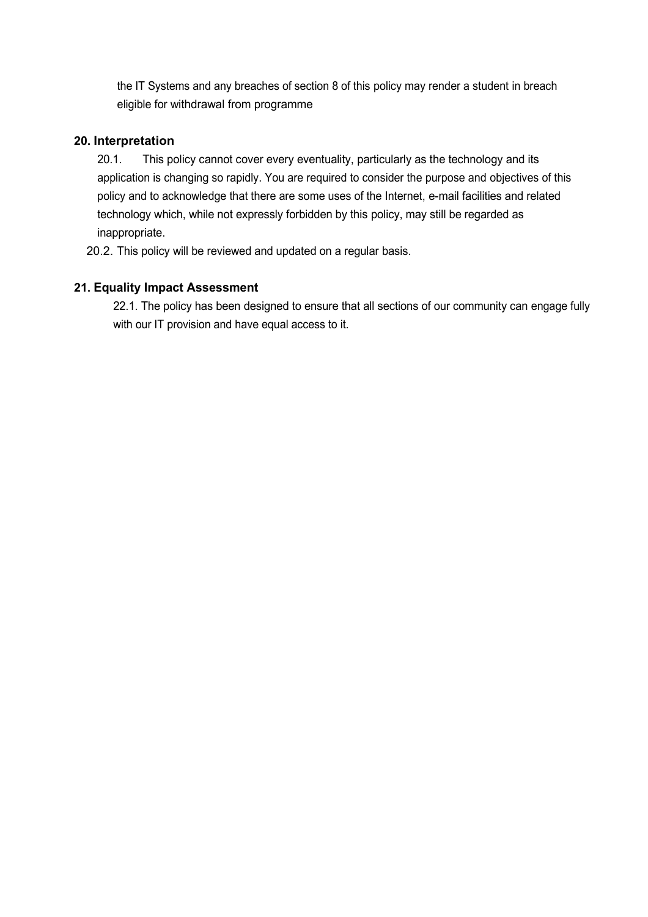the IT Systems and any breaches of section 8 of this policy may render a student in breach eligible for withdrawal from programme

## 20. Interpretation

20.1. This policy cannot cover every eventuality, particularly as the technology and its application is changing so rapidly. You are required to consider the purpose and objectives of this policy and to acknowledge that there are some uses of the Internet, e-mail facilities and related technology which, while not expressly forbidden by this policy, may still be regarded as inappropriate.

20.2. This policy will be reviewed and updated on a regular basis.

## 21. Equality Impact Assessment

22.1. The policy has been designed to ensure that all sections of our community can engage fully with our IT provision and have equal access to it.